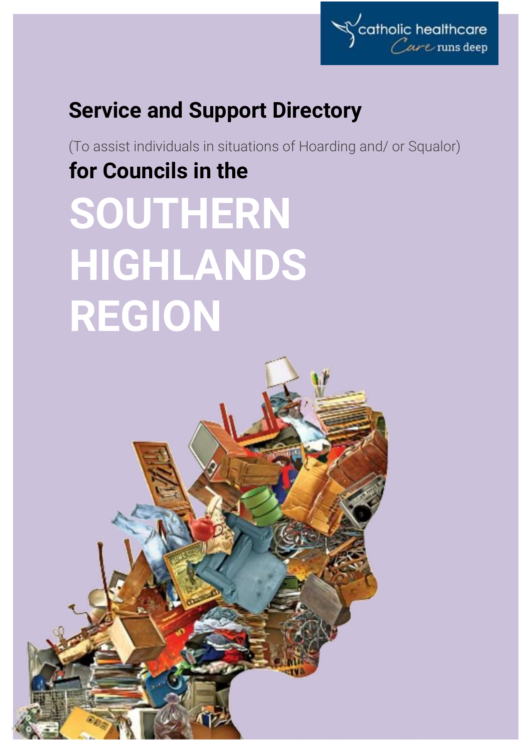catholic healthcare
*Care runs deep*

# Service and Support Directory

(To assist individuals in situations of Hoarding and/ or Squalor)

## for Councils in the

# SOUTHERN HIGHLANDS REGION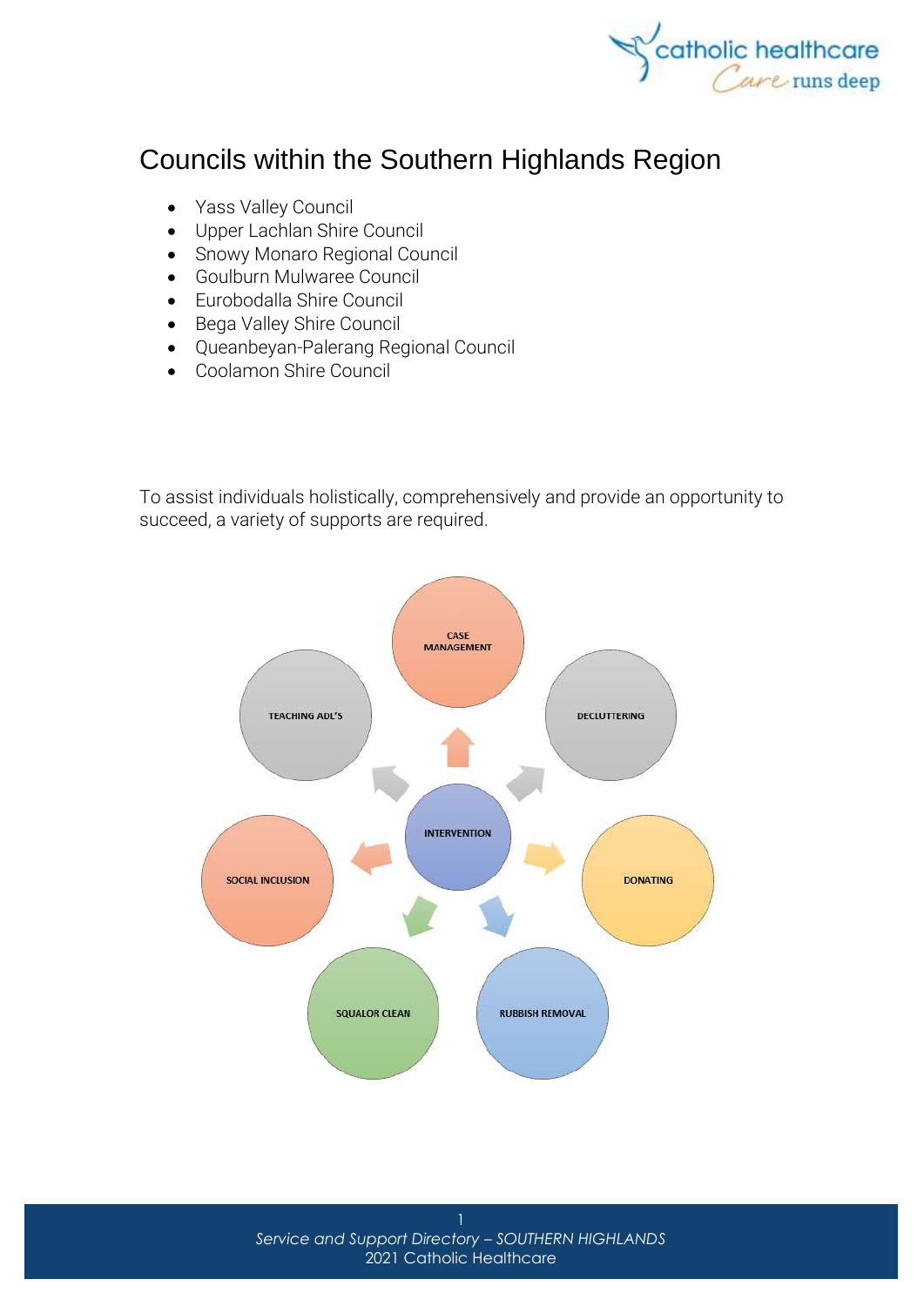# Councils within the Southern Highlands Region

- Yass Valley Council
- Upper Lachlan Shire Council
- Snowy Monaro Regional Council
- Goulburn Mulwaree Council
- Eurobodalla Shire Council
- Bega Valley Shire Council
- Queanbeyan-Palerang Regional Council
- Coolamon Shire Council

To assist individuals holistically, comprehensively and provide an opportunity to succeed, a variety of supports are required.

INTERVENTION

CASE MANAGEMENT

DECLUTTERING

DONATING

RUBBISH REMOVAL

SQUALOR CLEAN

SOCIAL INCLUSION

TEACHING ADL'S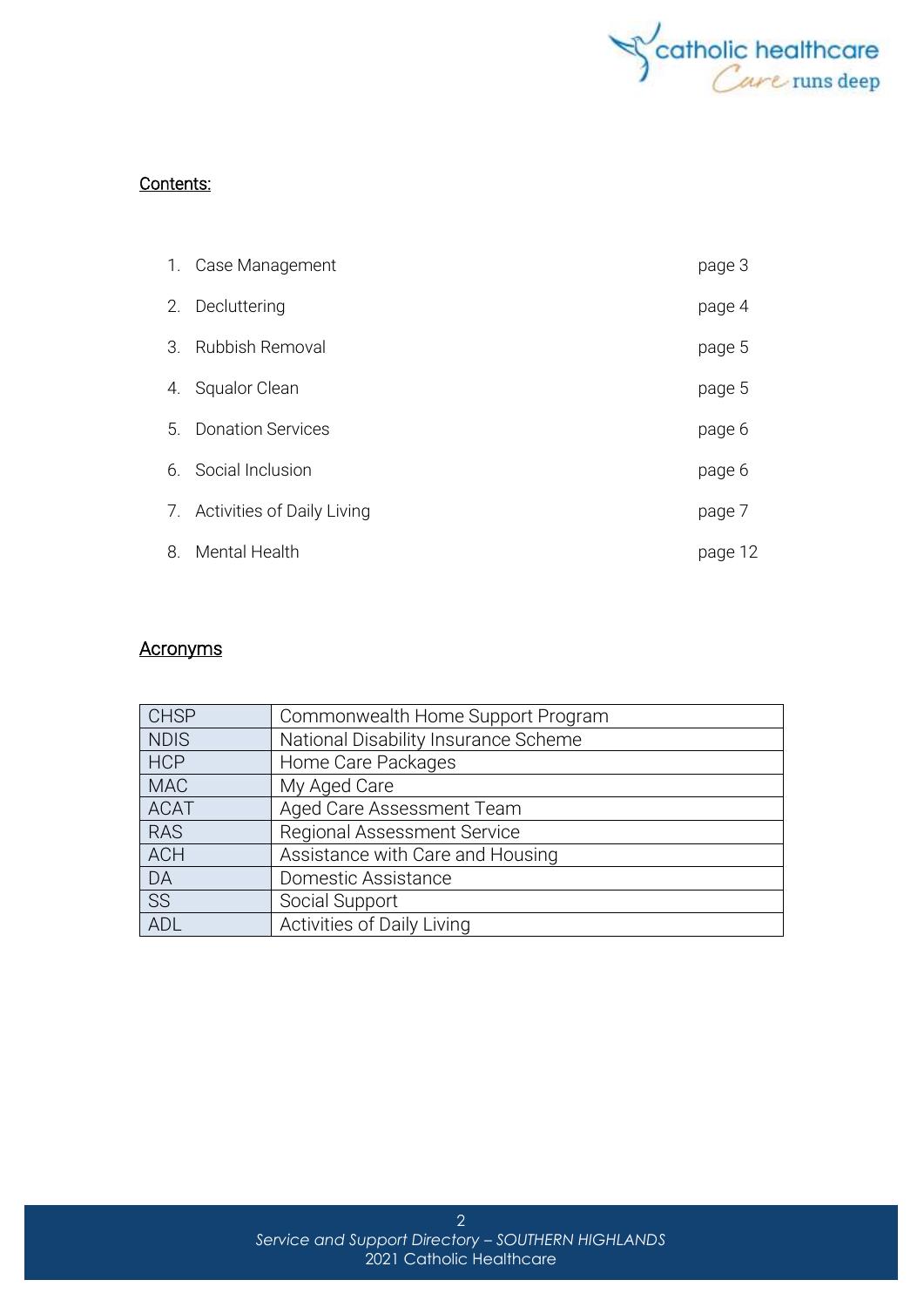## Contents:

1. Case Management page 3
2. Decluttering page 4
3. Rubbish Removal page 5
4. Squalor Clean page 5
5. Donation Services page 6
6. Social Inclusion page 6
7. Activities of Daily Living page 7
8. Mental Health page 12

## Acronyms

| CHSP | Commonwealth Home Support Program |
|---|---|
| NDIS | National Disability Insurance Scheme |
| HCP | Home Care Packages |
| MAC | My Aged Care |
| ACAT | Aged Care Assessment Team |
| RAS | Regional Assessment Service |
| ACH | Assistance with Care and Housing |
| DA | Domestic Assistance |
| SS | Social Support |
| ADL | Activities of Daily Living |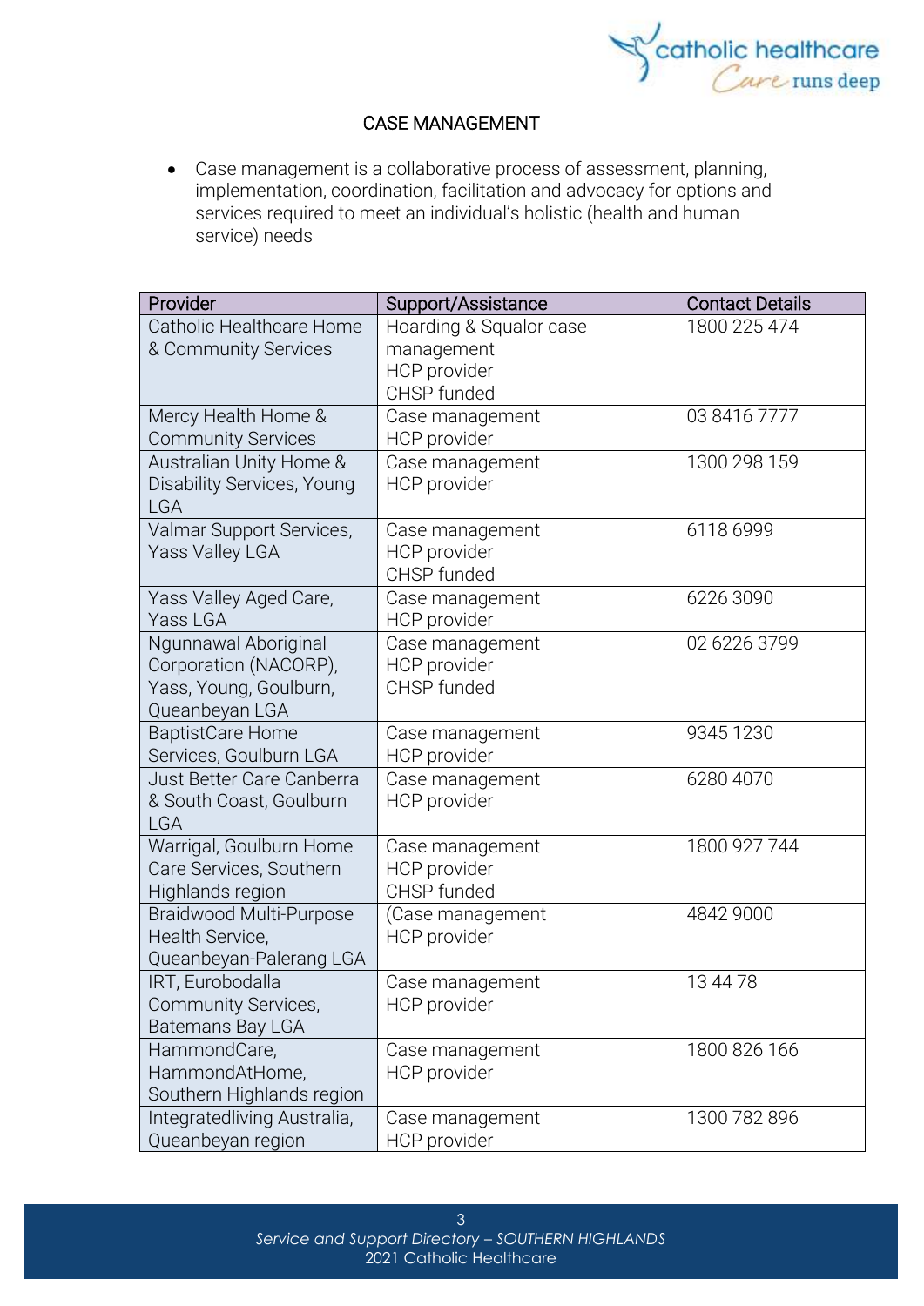## CASE MANAGEMENT

- Case management is a collaborative process of assessment, planning, implementation, coordination, facilitation and advocacy for options and services required to meet an individual's holistic (health and human service) needs

| Provider | Support/Assistance | Contact Details |
|---|---|---|
| Catholic Healthcare Home & Community Services | Hoarding & Squalor case management<br>HCP provider<br>CHSP funded | 1800 225 474 |
| Mercy Health Home & Community Services | Case management<br>HCP provider | 03 8416 7777 |
| Australian Unity Home & Disability Services, Young LGA | Case management<br>HCP provider | 1300 298 159 |
| Valmar Support Services, Yass Valley LGA | Case management<br>HCP provider<br>CHSP funded | 6118 6999 |
| Yass Valley Aged Care, Yass LGA | Case management<br>HCP provider | 6226 3090 |
| Ngunnawal Aboriginal Corporation (NACORP), Yass, Young, Goulburn, Queanbeyan LGA | Case management<br>HCP provider<br>CHSP funded | 02 6226 3799 |
| BaptistCare Home Services, Goulburn LGA | Case management<br>HCP provider | 9345 1230 |
| Just Better Care Canberra & South Coast, Goulburn LGA | Case management<br>HCP provider | 6280 4070 |
| Warrigal, Goulburn Home Care Services, Southern Highlands region | Case management<br>HCP provider<br>CHSP funded | 1800 927 744 |
| Braidwood Multi-Purpose Health Service, Queanbeyan-Palerang LGA | (Case management<br>HCP provider | 4842 9000 |
| IRT, Eurobodalla Community Services, Batemans Bay LGA | Case management<br>HCP provider | 13 44 78 |
| HammondCare, HammondAtHome, Southern Highlands region | Case management<br>HCP provider | 1800 826 166 |
| Integratedliving Australia, Queanbeyan region | Case management<br>HCP provider | 1300 782 896 |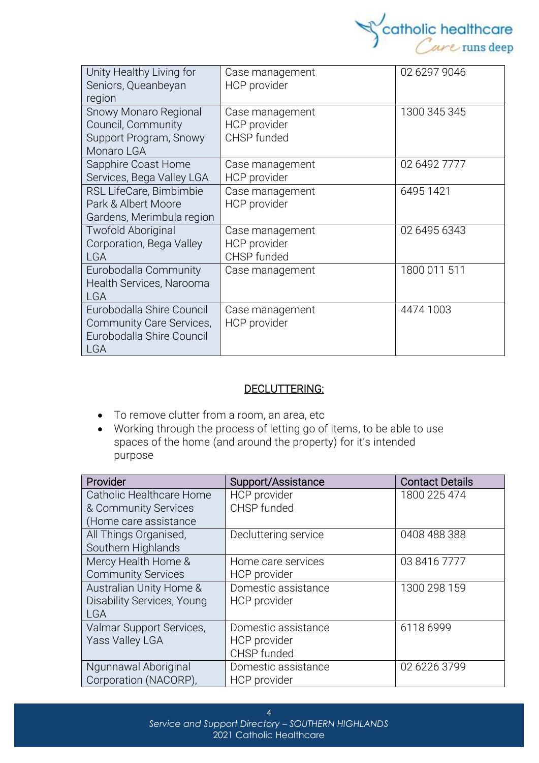| | | |
|---|---|---|
| Unity Healthy Living for Seniors, Queanbeyan region | Case management<br>HCP provider | 02 6297 9046 |
| Snowy Monaro Regional Council, Community Support Program, Snowy Monaro LGA | Case management<br>HCP provider<br>CHSP funded | 1300 345 345 |
| Sapphire Coast Home Services, Bega Valley LGA | Case management<br>HCP provider | 02 6492 7777 |
| RSL LifeCare, Bimbimbie Park & Albert Moore Gardens, Merimbula region | Case management<br>HCP provider | 6495 1421 |
| Twofold Aboriginal Corporation, Bega Valley LGA | Case management<br>HCP provider<br>CHSP funded | 02 6495 6343 |
| Eurobodalla Community Health Services, Narooma LGA | Case management | 1800 011 511 |
| Eurobodalla Shire Council Community Care Services, Eurobodalla Shire Council LGA | Case management<br>HCP provider | 4474 1003 |

## DECLUTTERING:

- To remove clutter from a room, an area, etc
- Working through the process of letting go of items, to be able to use spaces of the home (and around the property) for it's intended purpose

| Provider | Support/Assistance | Contact Details |
|---|---|---|
| Catholic Healthcare Home & Community Services (Home care assistance | HCP provider<br>CHSP funded | 1800 225 474 |
| All Things Organised, Southern Highlands | Decluttering service | 0408 488 388 |
| Mercy Health Home & Community Services | Home care services<br>HCP provider | 03 8416 7777 |
| Australian Unity Home & Disability Services, Young LGA | Domestic assistance<br>HCP provider | 1300 298 159 |
| Valmar Support Services, Yass Valley LGA | Domestic assistance<br>HCP provider<br>CHSP funded | 6118 6999 |
| Ngunnawal Aboriginal Corporation (NACORP), | Domestic assistance<br>HCP provider | 02 6226 3799 |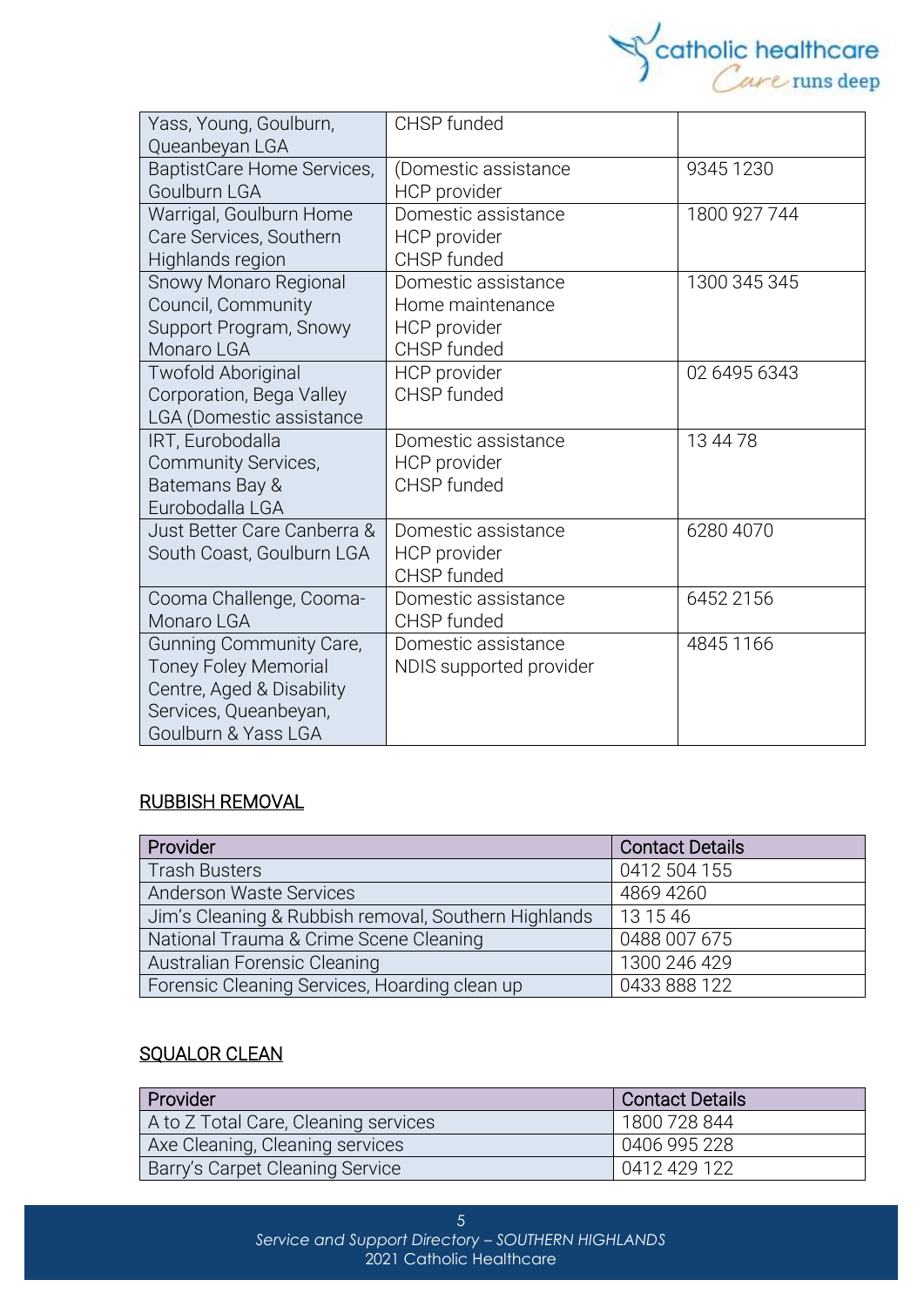| | | |
|---|---|---|
| Yass, Young, Goulburn, Queanbeyan LGA | CHSP funded | |
| BaptistCare Home Services, Goulburn LGA | (Domestic assistance<br>HCP provider | 9345 1230 |
| Warrigal, Goulburn Home Care Services, Southern Highlands region | Domestic assistance<br>HCP provider<br>CHSP funded | 1800 927 744 |
| Snowy Monaro Regional Council, Community Support Program, Snowy Monaro LGA | Domestic assistance<br>Home maintenance<br>HCP provider<br>CHSP funded | 1300 345 345 |
| Twofold Aboriginal Corporation, Bega Valley LGA (Domestic assistance | HCP provider<br>CHSP funded | 02 6495 6343 |
| IRT, Eurobodalla Community Services, Batemans Bay & Eurobodalla LGA | Domestic assistance<br>HCP provider<br>CHSP funded | 13 44 78 |
| Just Better Care Canberra & South Coast, Goulburn LGA | Domestic assistance<br>HCP provider<br>CHSP funded | 6280 4070 |
| Cooma Challenge, Cooma-Monaro LGA | Domestic assistance<br>CHSP funded | 6452 2156 |
| Gunning Community Care, Toney Foley Memorial Centre, Aged & Disability Services, Queanbeyan, Goulburn & Yass LGA | Domestic assistance<br>NDIS supported provider | 4845 1166 |

## RUBBISH REMOVAL

| Provider | Contact Details |
|---|---|
| Trash Busters | 0412 504 155 |
| Anderson Waste Services | 4869 4260 |
| Jim's Cleaning & Rubbish removal, Southern Highlands | 13 15 46 |
| National Trauma & Crime Scene Cleaning | 0488 007 675 |
| Australian Forensic Cleaning | 1300 246 429 |
| Forensic Cleaning Services, Hoarding clean up | 0433 888 122 |

## SQUALOR CLEAN

| Provider | Contact Details |
|---|---|
| A to Z Total Care, Cleaning services | 1800 728 844 |
| Axe Cleaning, Cleaning services | 0406 995 228 |
| Barry's Carpet Cleaning Service | 0412 429 122 |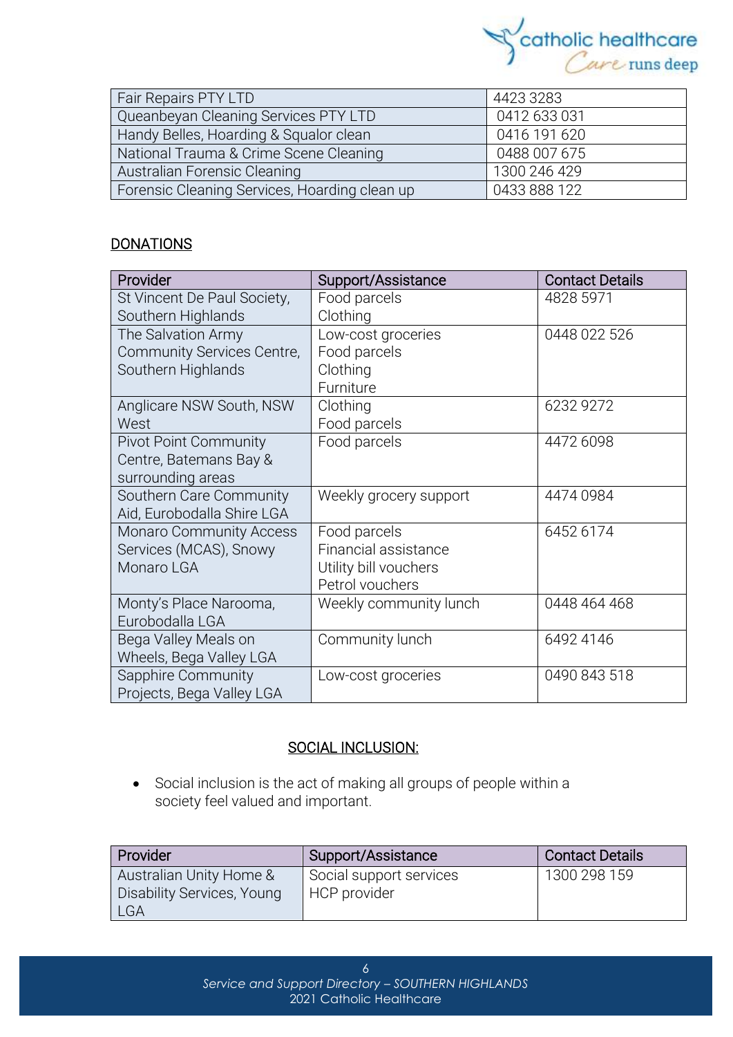| Fair Repairs PTY LTD | 4423 3283 |
|---|---|
| Queanbeyan Cleaning Services PTY LTD | 0412 633 031 |
| Handy Belles, Hoarding & Squalor clean | 0416 191 620 |
| National Trauma & Crime Scene Cleaning | 0488 007 675 |
| Australian Forensic Cleaning | 1300 246 429 |
| Forensic Cleaning Services, Hoarding clean up | 0433 888 122 |

## DONATIONS

| Provider | Support/Assistance | Contact Details |
|---|---|---|
| St Vincent De Paul Society, Southern Highlands | Food parcels<br>Clothing | 4828 5971 |
| The Salvation Army Community Services Centre, Southern Highlands | Low-cost groceries<br>Food parcels<br>Clothing<br>Furniture | 0448 022 526 |
| Anglicare NSW South, NSW West | Clothing<br>Food parcels | 6232 9272 |
| Pivot Point Community Centre, Batemans Bay & surrounding areas | Food parcels | 4472 6098 |
| Southern Care Community Aid, Eurobodalla Shire LGA | Weekly grocery support | 4474 0984 |
| Monaro Community Access Services (MCAS), Snowy Monaro LGA | Food parcels<br>Financial assistance<br>Utility bill vouchers<br>Petrol vouchers | 6452 6174 |
| Monty's Place Narooma, Eurobodalla LGA | Weekly community lunch | 0448 464 468 |
| Bega Valley Meals on Wheels, Bega Valley LGA | Community lunch | 6492 4146 |
| Sapphire Community Projects, Bega Valley LGA | Low-cost groceries | 0490 843 518 |

## SOCIAL INCLUSION:

- Social inclusion is the act of making all groups of people within a society feel valued and important.

| Provider | Support/Assistance | Contact Details |
|---|---|---|
| Australian Unity Home & Disability Services, Young LGA | Social support services<br>HCP provider | 1300 298 159 |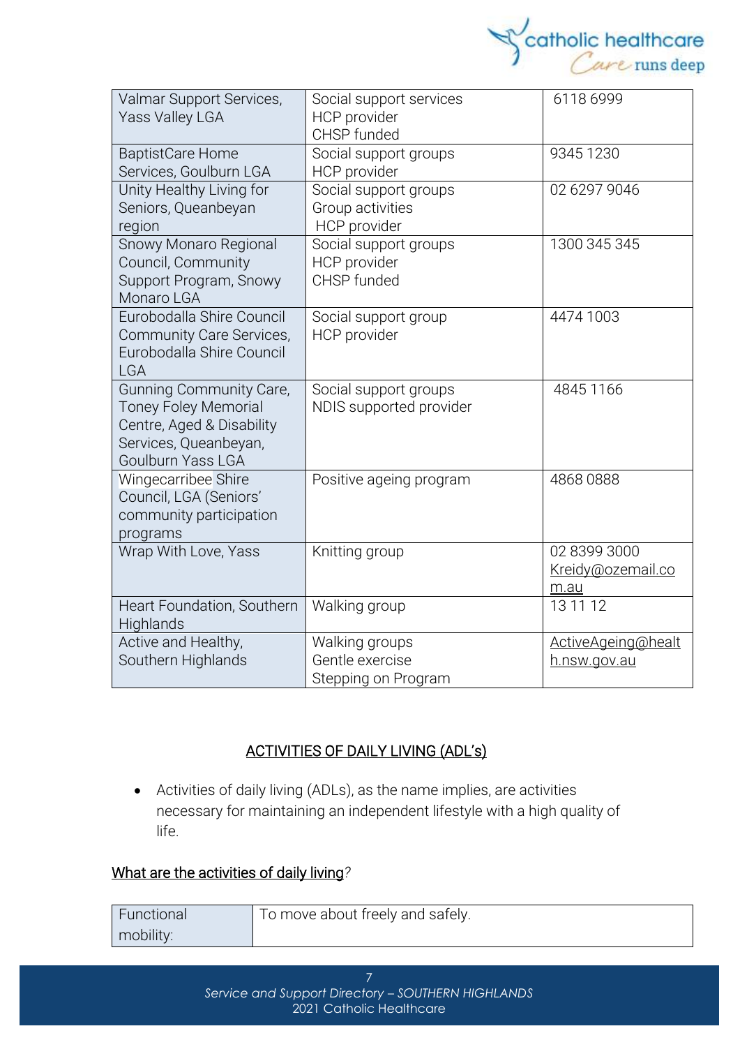| | | |
|---|---|---|
| Valmar Support Services, Yass Valley LGA | Social support services<br>HCP provider<br>CHSP funded | 6118 6999 |
| BaptistCare Home Services, Goulburn LGA | Social support groups<br>HCP provider | 9345 1230 |
| Unity Healthy Living for Seniors, Queanbeyan region | Social support groups<br>Group activities<br>HCP provider | 02 6297 9046 |
| Snowy Monaro Regional Council, Community Support Program, Snowy Monaro LGA | Social support groups<br>HCP provider<br>CHSP funded | 1300 345 345 |
| Eurobodalla Shire Council Community Care Services, Eurobodalla Shire Council LGA | Social support group<br>HCP provider | 4474 1003 |
| Gunning Community Care, Toney Foley Memorial Centre, Aged & Disability Services, Queanbeyan, Goulburn Yass LGA | Social support groups<br>NDIS supported provider | 4845 1166 |
| Wingecarribee Shire Council, LGA (Seniors' community participation programs | Positive ageing program | 4868 0888 |
| Wrap With Love, Yass | Knitting group | 02 8399 3000<br>Kreidy@ozemail.com.au |
| Heart Foundation, Southern Highlands | Walking group | 13 11 12 |
| Active and Healthy, Southern Highlands | Walking groups<br>Gentle exercise<br>Stepping on Program | ActiveAgeing@health.nsw.gov.au |

## ACTIVITIES OF DAILY LIVING (ADL's)

- Activities of daily living (ADLs), as the name implies, are activities necessary for maintaining an independent lifestyle with a high quality of life.

### What are the activities of daily living?

| | |
|---|---|
| Functional mobility: | To move about freely and safely. |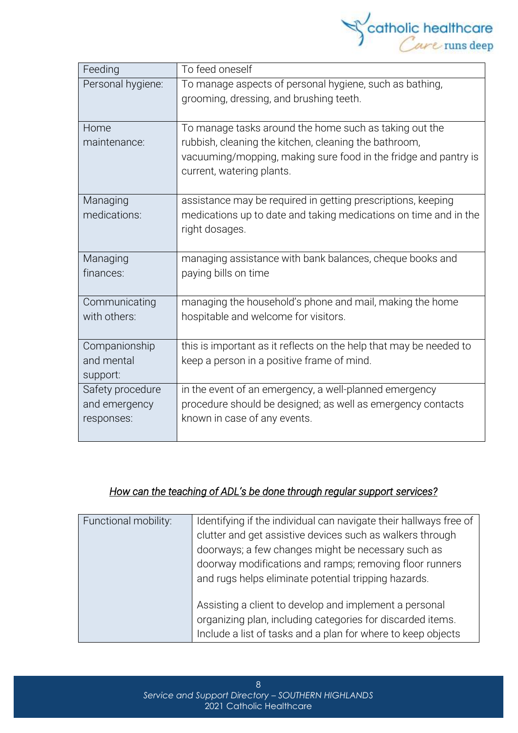| Feeding | To feed oneself |
|---|---|
| Personal hygiene: | To manage aspects of personal hygiene, such as bathing, grooming, dressing, and brushing teeth. |
| Home maintenance: | To manage tasks around the home such as taking out the rubbish, cleaning the kitchen, cleaning the bathroom, vacuuming/mopping, making sure food in the fridge and pantry is current, watering plants. |
| Managing medications: | assistance may be required in getting prescriptions, keeping medications up to date and taking medications on time and in the right dosages. |
| Managing finances: | managing assistance with bank balances, cheque books and paying bills on time |
| Communicating with others: | managing the household's phone and mail, making the home hospitable and welcome for visitors. |
| Companionship and mental support: | this is important as it reflects on the help that may be needed to keep a person in a positive frame of mind. |
| Safety procedure and emergency responses: | in the event of an emergency, a well-planned emergency procedure should be designed; as well as emergency contacts known in case of any events. |

*How can the teaching of ADL's be done through regular support services?*

| Functional mobility: | Identifying if the individual can navigate their hallways free of clutter and get assistive devices such as walkers through doorways; a few changes might be necessary such as doorway modifications and ramps; removing floor runners and rugs helps eliminate potential tripping hazards.<br><br>Assisting a client to develop and implement a personal organizing plan, including categories for discarded items. Include a list of tasks and a plan for where to keep objects |
|---|---|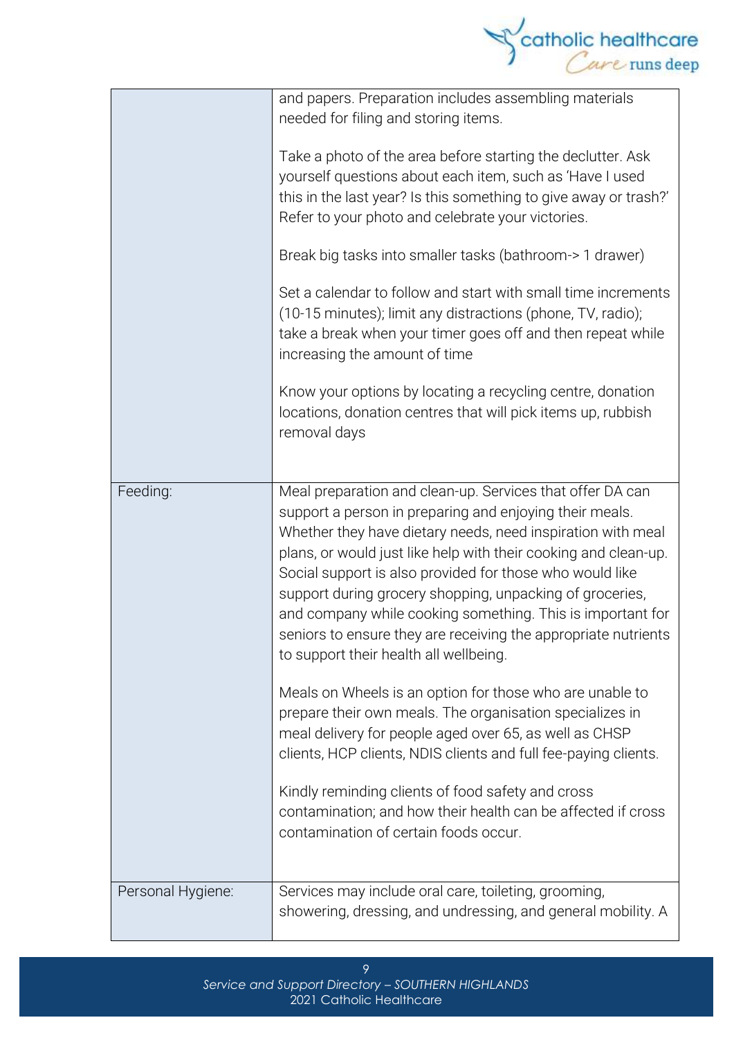| | |
|---|---|
| | and papers. Preparation includes assembling materials needed for filing and storing items.<br><br>Take a photo of the area before starting the declutter. Ask yourself questions about each item, such as 'Have I used this in the last year? Is this something to give away or trash?' Refer to your photo and celebrate your victories.<br><br>Break big tasks into smaller tasks (bathroom-> 1 drawer)<br><br>Set a calendar to follow and start with small time increments (10-15 minutes); limit any distractions (phone, TV, radio); take a break when your timer goes off and then repeat while increasing the amount of time<br><br>Know your options by locating a recycling centre, donation locations, donation centres that will pick items up, rubbish removal days |
| Feeding: | Meal preparation and clean-up. Services that offer DA can support a person in preparing and enjoying their meals. Whether they have dietary needs, need inspiration with meal plans, or would just like help with their cooking and clean-up. Social support is also provided for those who would like support during grocery shopping, unpacking of groceries, and company while cooking something. This is important for seniors to ensure they are receiving the appropriate nutrients to support their health all wellbeing.<br><br>Meals on Wheels is an option for those who are unable to prepare their own meals. The organisation specializes in meal delivery for people aged over 65, as well as CHSP clients, HCP clients, NDIS clients and full fee-paying clients.<br><br>Kindly reminding clients of food safety and cross contamination; and how their health can be affected if cross contamination of certain foods occur. |
| Personal Hygiene: | Services may include oral care, toileting, grooming, showering, dressing, and undressing, and general mobility. A |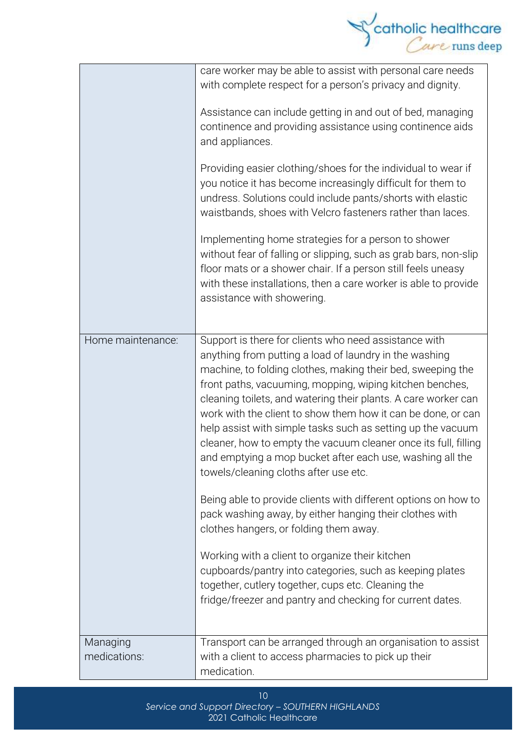| | |
|---|---|
| | care worker may be able to assist with personal care needs with complete respect for a person's privacy and dignity.<br><br>Assistance can include getting in and out of bed, managing continence and providing assistance using continence aids and appliances.<br><br>Providing easier clothing/shoes for the individual to wear if you notice it has become increasingly difficult for them to undress. Solutions could include pants/shorts with elastic waistbands, shoes with Velcro fasteners rather than laces.<br><br>Implementing home strategies for a person to shower without fear of falling or slipping, such as grab bars, non-slip floor mats or a shower chair. If a person still feels uneasy with these installations, then a care worker is able to provide assistance with showering. |
| Home maintenance: | Support is there for clients who need assistance with anything from putting a load of laundry in the washing machine, to folding clothes, making their bed, sweeping the front paths, vacuuming, mopping, wiping kitchen benches, cleaning toilets, and watering their plants. A care worker can work with the client to show them how it can be done, or can help assist with simple tasks such as setting up the vacuum cleaner, how to empty the vacuum cleaner once its full, filling and emptying a mop bucket after each use, washing all the towels/cleaning cloths after use etc.<br><br>Being able to provide clients with different options on how to pack washing away, by either hanging their clothes with clothes hangers, or folding them away.<br><br>Working with a client to organize their kitchen cupboards/pantry into categories, such as keeping plates together, cutlery together, cups etc. Cleaning the fridge/freezer and pantry and checking for current dates. |
| Managing medications: | Transport can be arranged through an organisation to assist with a client to access pharmacies to pick up their medication. |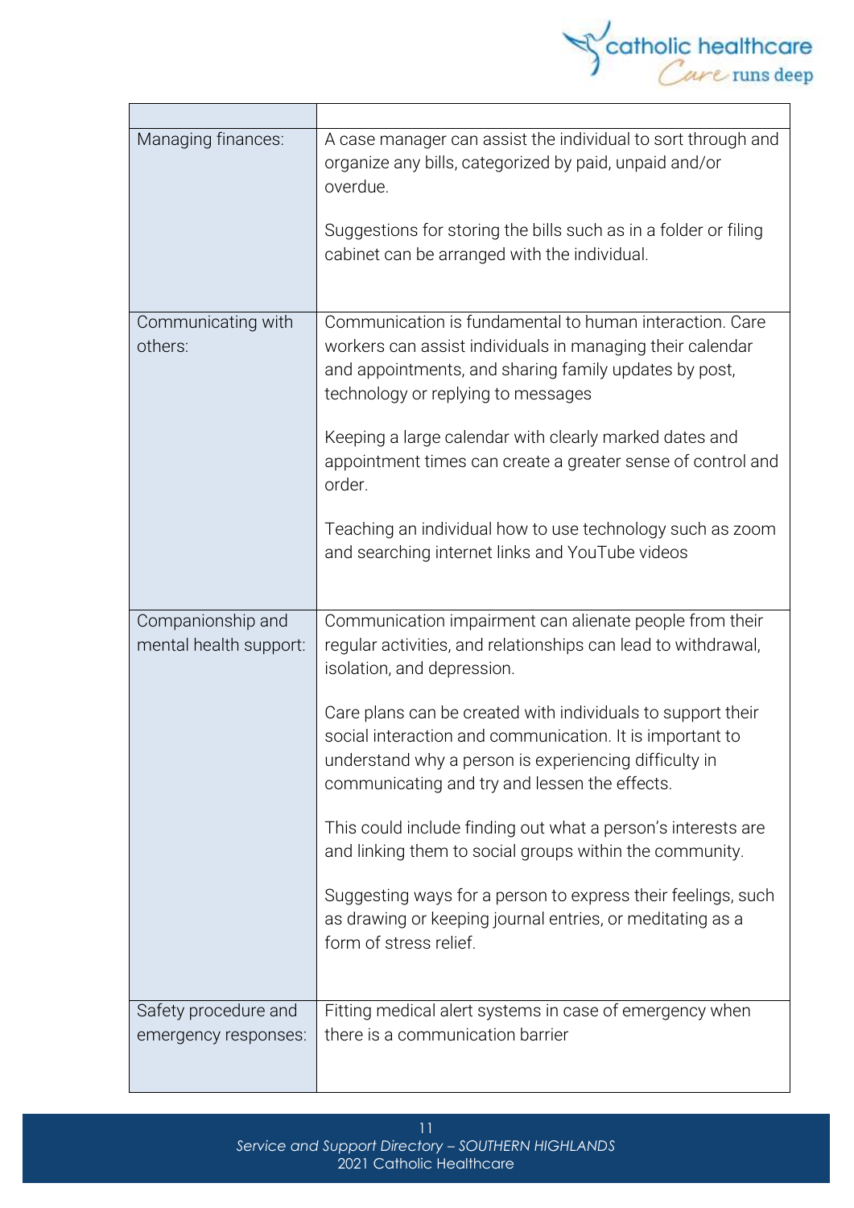| | |
|---|---|
| Managing finances: | A case manager can assist the individual to sort through and organize any bills, categorized by paid, unpaid and/or overdue.<br><br>Suggestions for storing the bills such as in a folder or filing cabinet can be arranged with the individual. |
| Communicating with others: | Communication is fundamental to human interaction. Care workers can assist individuals in managing their calendar and appointments, and sharing family updates by post, technology or replying to messages<br><br>Keeping a large calendar with clearly marked dates and appointment times can create a greater sense of control and order.<br><br>Teaching an individual how to use technology such as zoom and searching internet links and YouTube videos |
| Companionship and mental health support: | Communication impairment can alienate people from their regular activities, and relationships can lead to withdrawal, isolation, and depression.<br><br>Care plans can be created with individuals to support their social interaction and communication. It is important to understand why a person is experiencing difficulty in communicating and try and lessen the effects.<br><br>This could include finding out what a person's interests are and linking them to social groups within the community.<br><br>Suggesting ways for a person to express their feelings, such as drawing or keeping journal entries, or meditating as a form of stress relief. |
| Safety procedure and emergency responses: | Fitting medical alert systems in case of emergency when there is a communication barrier |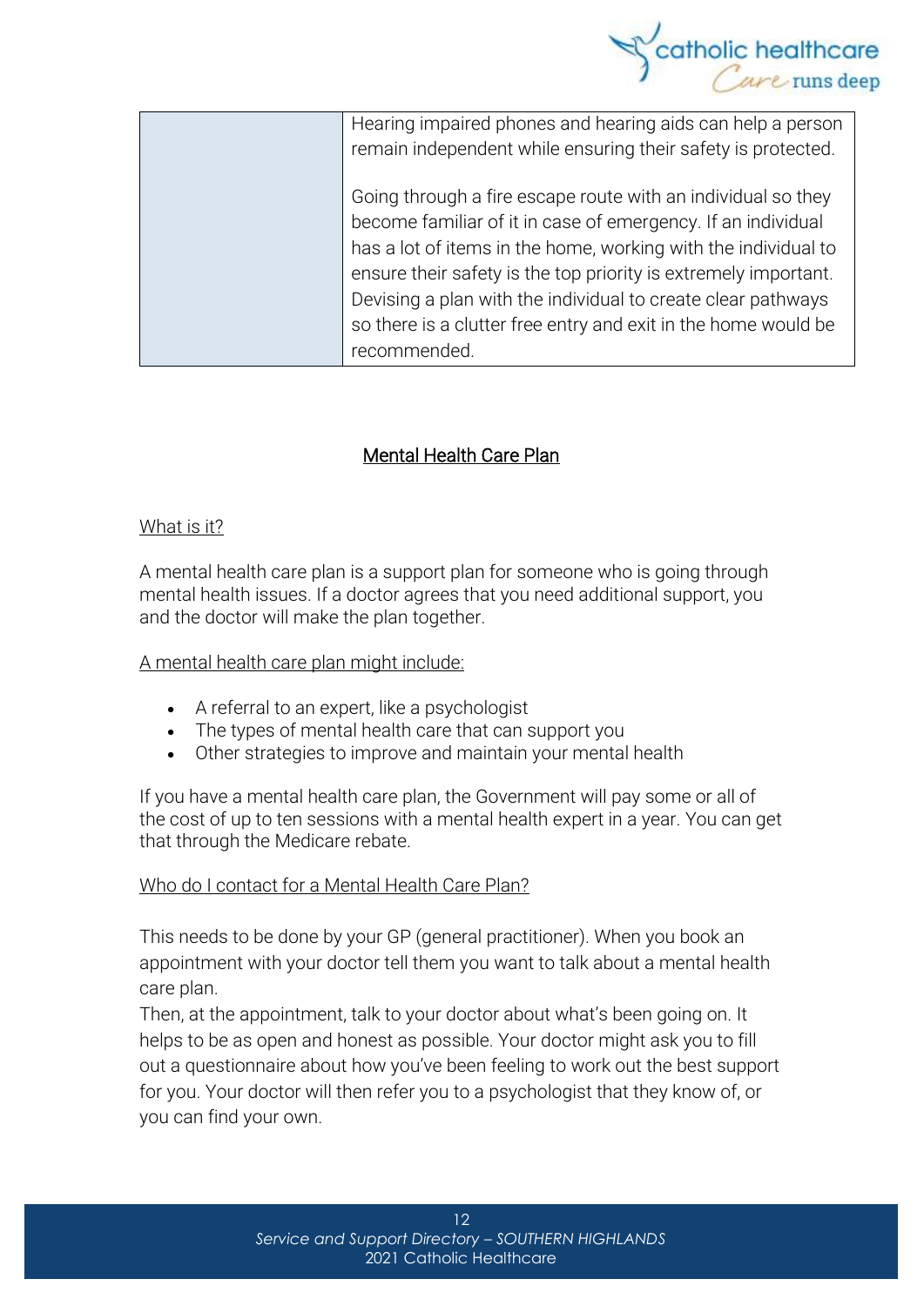|  | Hearing impaired phones and hearing aids can help a person remain independent while ensuring their safety is protected.<br><br>Going through a fire escape route with an individual so they become familiar of it in case of emergency. If an individual has a lot of items in the home, working with the individual to ensure their safety is the top priority is extremely important. Devising a plan with the individual to create clear pathways so there is a clutter free entry and exit in the home would be recommended. |
|---|---|

## Mental Health Care Plan

### What is it?

A mental health care plan is a support plan for someone who is going through mental health issues. If a doctor agrees that you need additional support, you and the doctor will make the plan together.

A mental health care plan might include:

- A referral to an expert, like a psychologist
- The types of mental health care that can support you
- Other strategies to improve and maintain your mental health

If you have a mental health care plan, the Government will pay some or all of the cost of up to ten sessions with a mental health expert in a year. You can get that through the Medicare rebate.

### Who do I contact for a Mental Health Care Plan?

This needs to be done by your GP (general practitioner). When you book an appointment with your doctor tell them you want to talk about a mental health care plan.
Then, at the appointment, talk to your doctor about what's been going on. It helps to be as open and honest as possible. Your doctor might ask you to fill out a questionnaire about how you've been feeling to work out the best support for you. Your doctor will then refer you to a psychologist that they know of, or you can find your own.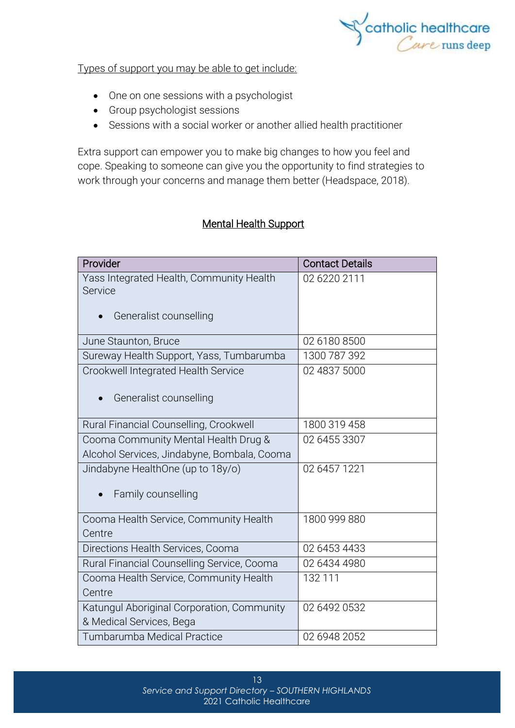Types of support you may be able to get include:

- One on one sessions with a psychologist
- Group psychologist sessions
- Sessions with a social worker or another allied health practitioner

Extra support can empower you to make big changes to how you feel and cope. Speaking to someone can give you the opportunity to find strategies to work through your concerns and manage them better (Headspace, 2018).

## Mental Health Support

| Provider | Contact Details |
|---|---|
| Yass Integrated Health, Community Health Service<br>• Generalist counselling | 02 6220 2111 |
| June Staunton, Bruce | 02 6180 8500 |
| Sureway Health Support, Yass, Tumbarumba | 1300 787 392 |
| Crookwell Integrated Health Service<br>• Generalist counselling | 02 4837 5000 |
| Rural Financial Counselling, Crookwell | 1800 319 458 |
| Cooma Community Mental Health Drug & Alcohol Services, Jindabyne, Bombala, Cooma | 02 6455 3307 |
| Jindabyne HealthOne (up to 18y/o)<br>• Family counselling | 02 6457 1221 |
| Cooma Health Service, Community Health Centre | 1800 999 880 |
| Directions Health Services, Cooma | 02 6453 4433 |
| Rural Financial Counselling Service, Cooma | 02 6434 4980 |
| Cooma Health Service, Community Health Centre | 132 111 |
| Katungul Aboriginal Corporation, Community & Medical Services, Bega | 02 6492 0532 |
| Tumbarumba Medical Practice | 02 6948 2052 |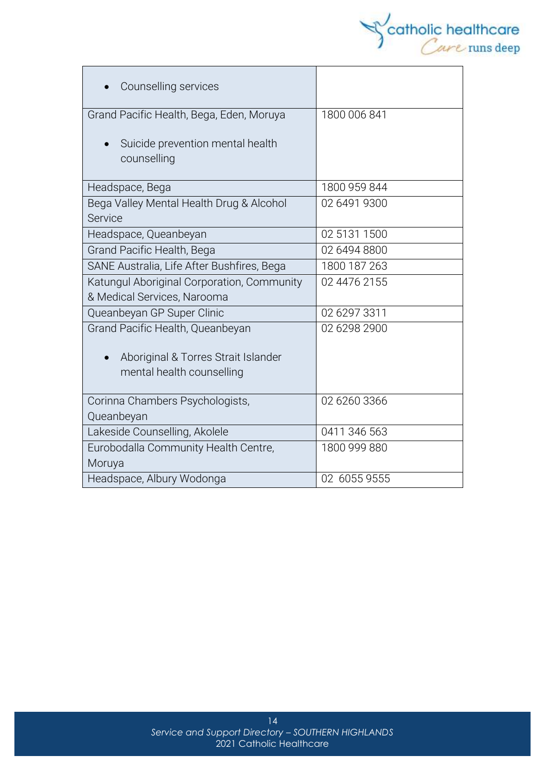| | |
|---|---|
| • Counselling services | |
| Grand Pacific Health, Bega, Eden, Moruya<br><br>• Suicide prevention mental health counselling | 1800 006 841 |
| Headspace, Bega | 1800 959 844 |
| Bega Valley Mental Health Drug & Alcohol Service | 02 6491 9300 |
| Headspace, Queanbeyan | 02 5131 1500 |
| Grand Pacific Health, Bega | 02 6494 8800 |
| SANE Australia, Life After Bushfires, Bega | 1800 187 263 |
| Katungul Aboriginal Corporation, Community & Medical Services, Narooma | 02 4476 2155 |
| Queanbeyan GP Super Clinic | 02 6297 3311 |
| Grand Pacific Health, Queanbeyan<br><br>• Aboriginal & Torres Strait Islander mental health counselling | 02 6298 2900 |
| Corinna Chambers Psychologists, Queanbeyan | 02 6260 3366 |
| Lakeside Counselling, Akolele | 0411 346 563 |
| Eurobodalla Community Health Centre, Moruya | 1800 999 880 |
| Headspace, Albury Wodonga | 02 6055 9555 |